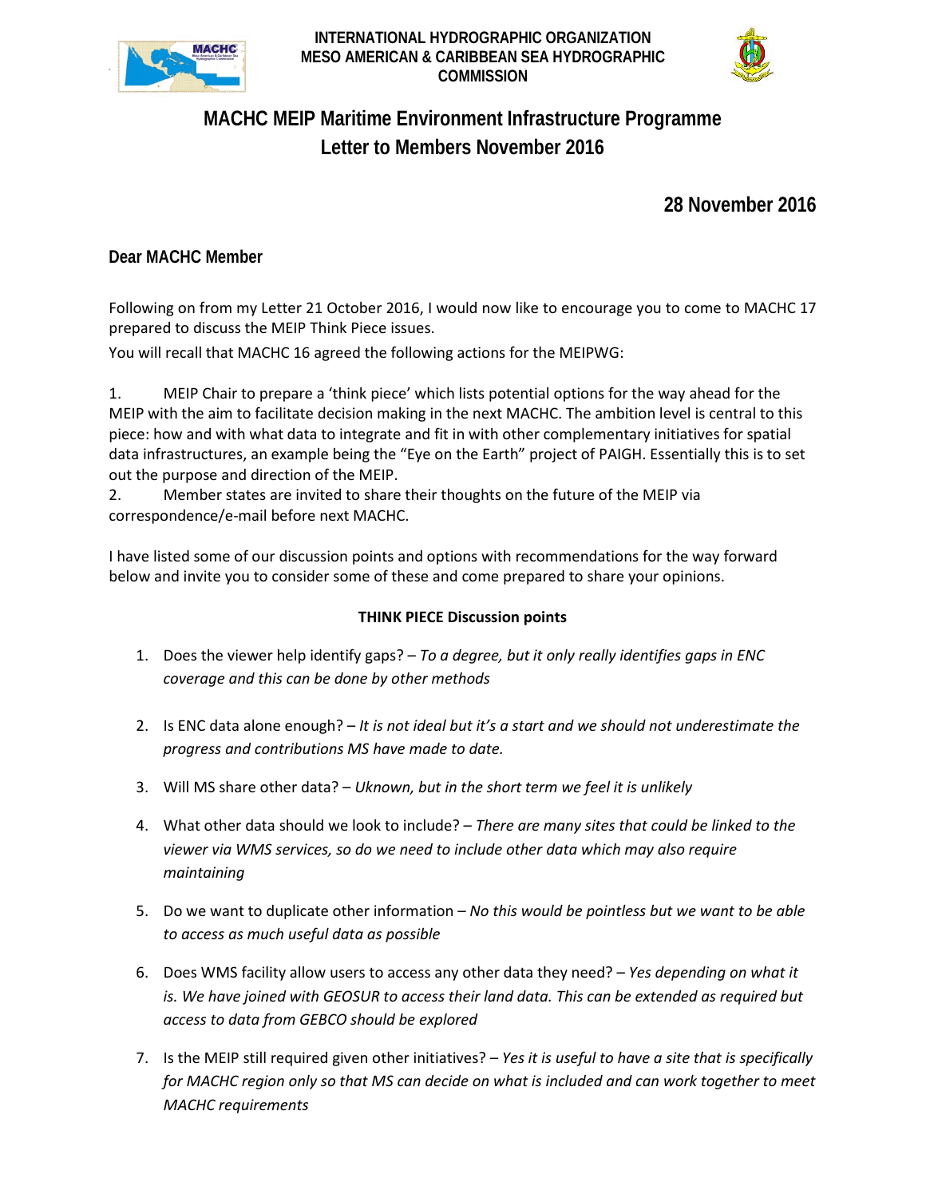INTERNATIONAL HYDROGRAPHIC ORGANIZATION
MESO AMERICAN & CARIBBEAN SEA HYDROGRAPHIC COMMISSION

# MACHC MEIP Maritime Environment Infrastructure Programme
# Letter to Members November 2016

**28 November 2016**

**Dear MACHC Member**

Following on from my Letter 21 October 2016, I would now like to encourage you to come to MACHC 17 prepared to discuss the MEIP Think Piece issues.

You will recall that MACHC 16 agreed the following actions for the MEIPWG:

1. MEIP Chair to prepare a 'think piece' which lists potential options for the way ahead for the MEIP with the aim to facilitate decision making in the next MACHC. The ambition level is central to this piece: how and with what data to integrate and fit in with other complementary initiatives for spatial data infrastructures, an example being the "Eye on the Earth" project of PAIGH. Essentially this is to set out the purpose and direction of the MEIP.
2. Member states are invited to share their thoughts on the future of the MEIP via correspondence/e-mail before next MACHC.

I have listed some of our discussion points and options with recommendations for the way forward below and invite you to consider some of these and come prepared to share your opinions.

**THINK PIECE Discussion points**

1. Does the viewer help identify gaps? – *To a degree, but it only really identifies gaps in ENC coverage and this can be done by other methods*
2. Is ENC data alone enough? – *It is not ideal but it's a start and we should not underestimate the progress and contributions MS have made to date.*
3. Will MS share other data? – *Uknown, but in the short term we feel it is unlikely*
4. What other data should we look to include? – *There are many sites that could be linked to the viewer via WMS services, so do we need to include other data which may also require maintaining*
5. Do we want to duplicate other information – *No this would be pointless but we want to be able to access as much useful data as possible*
6. Does WMS facility allow users to access any other data they need? – *Yes depending on what it is. We have joined with GEOSUR to access their land data. This can be extended as required but access to data from GEBCO should be explored*
7. Is the MEIP still required given other initiatives? – *Yes it is useful to have a site that is specifically for MACHC region only so that MS can decide on what is included and can work together to meet MACHC requirements*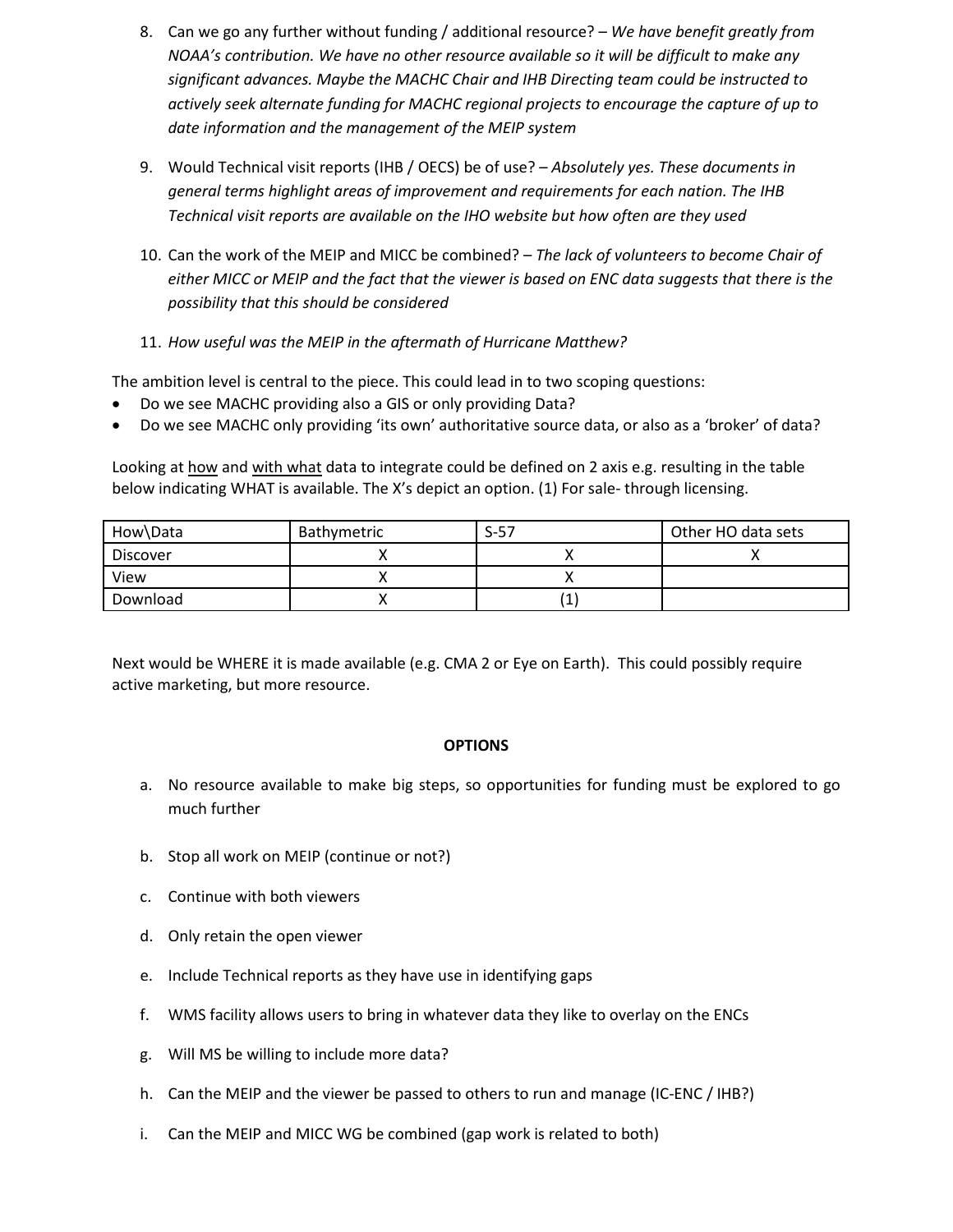8. Can we go any further without funding / additional resource? – *We have benefit greatly from NOAA's contribution. We have no other resource available so it will be difficult to make any significant advances. Maybe the MACHC Chair and IHB Directing team could be instructed to actively seek alternate funding for MACHC regional projects to encourage the capture of up to date information and the management of the MEIP system*

9. Would Technical visit reports (IHB / OECS) be of use? – *Absolutely yes. These documents in general terms highlight areas of improvement and requirements for each nation. The IHB Technical visit reports are available on the IHO website but how often are they used*

10. Can the work of the MEIP and MICC be combined? – *The lack of volunteers to become Chair of either MICC or MEIP and the fact that the viewer is based on ENC data suggests that there is the possibility that this should be considered*

11. *How useful was the MEIP in the aftermath of Hurricane Matthew?*

The ambition level is central to the piece. This could lead in to two scoping questions:

- Do we see MACHC providing also a GIS or only providing Data?
- Do we see MACHC only providing 'its own' authoritative source data, or also as a 'broker' of data?

Looking at <u>how</u> and <u>with what</u> data to integrate could be defined on 2 axis e.g. resulting in the table below indicating WHAT is available. The X's depict an option. (1) For sale- through licensing.

| How\Data | Bathymetric | S-57 | Other HO data sets |
|---|---|---|---|
| Discover | X | X | X |
| View | X | X | |
| Download | X | (1) | |

Next would be WHERE it is made available (e.g. CMA 2 or Eye on Earth). This could possibly require active marketing, but more resource.

**OPTIONS**

a. No resource available to make big steps, so opportunities for funding must be explored to go much further

b. Stop all work on MEIP (continue or not?)

c. Continue with both viewers

d. Only retain the open viewer

e. Include Technical reports as they have use in identifying gaps

f. WMS facility allows users to bring in whatever data they like to overlay on the ENCs

g. Will MS be willing to include more data?

h. Can the MEIP and the viewer be passed to others to run and manage (IC-ENC / IHB?)

i. Can the MEIP and MICC WG be combined (gap work is related to both)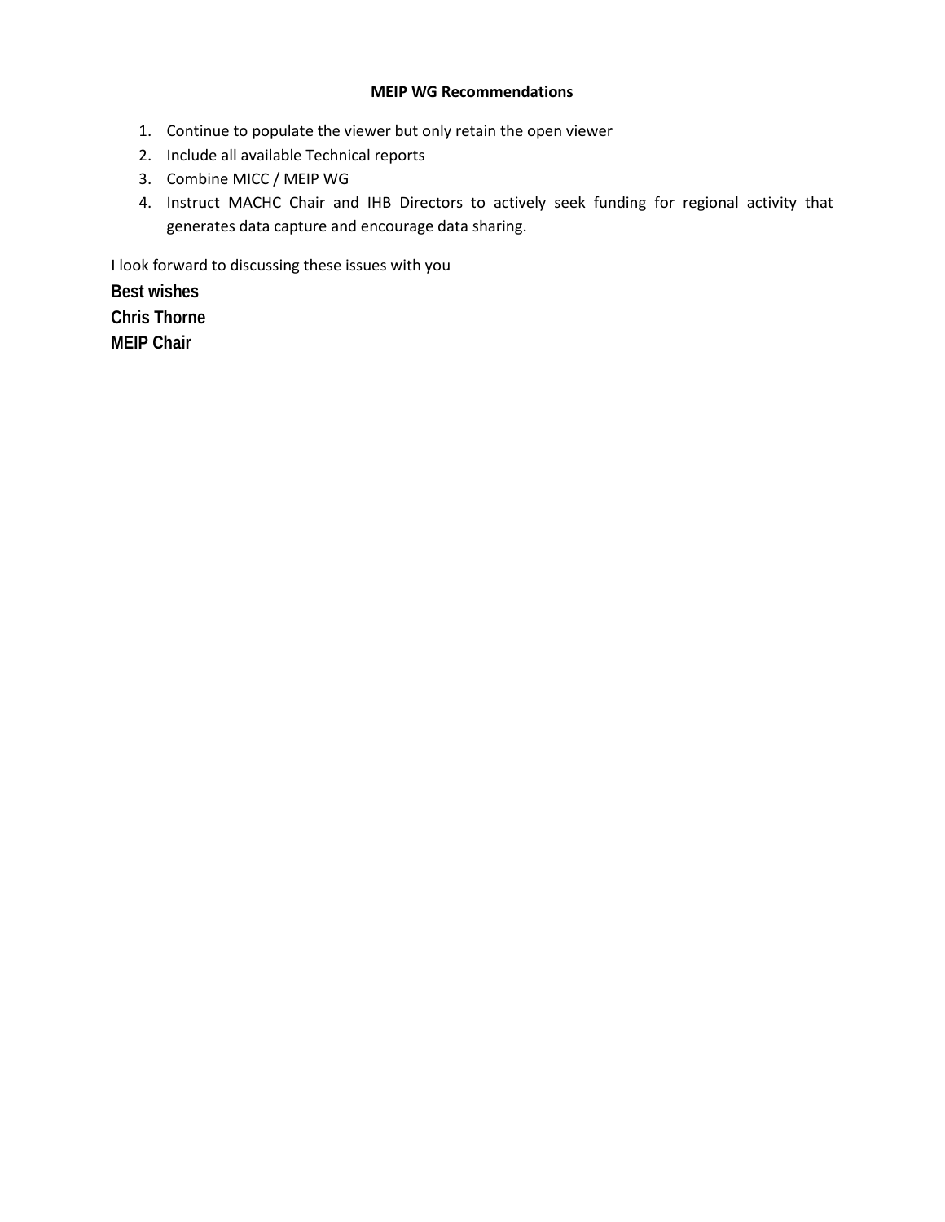**MEIP WG Recommendations**

1. Continue to populate the viewer but only retain the open viewer
2. Include all available Technical reports
3. Combine MICC / MEIP WG
4. Instruct MACHC Chair and IHB Directors to actively seek funding for regional activity that generates data capture and encourage data sharing.

I look forward to discussing these issues with you

**Best wishes**
**Chris Thorne**
**MEIP Chair**